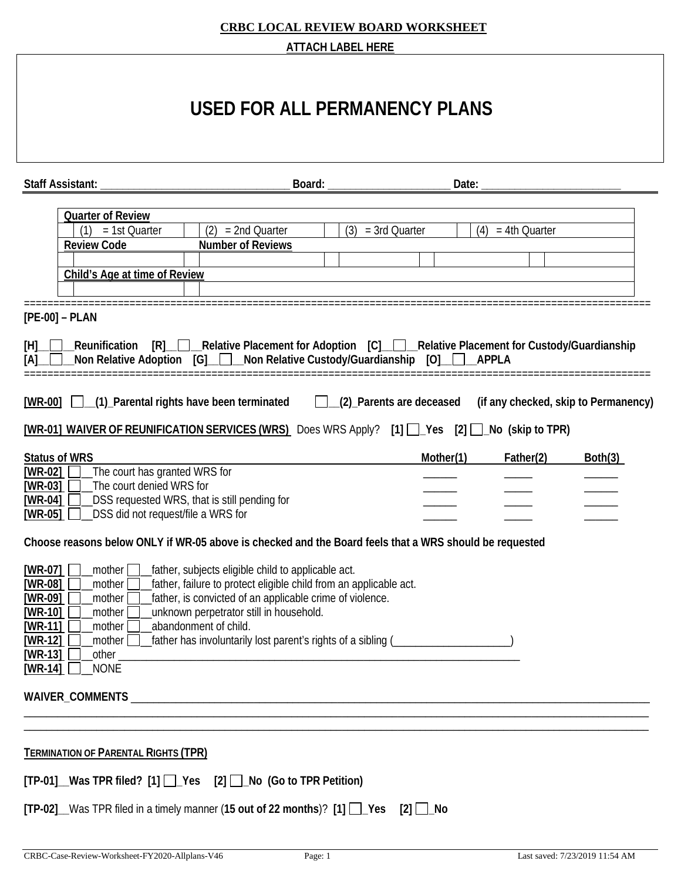**CRBC LOCAL REVIEW BOARD WORKSHEET**

**ATTACH LABEL HERE**

# USED FOR ALL PERMANENCY PLANS

**Staff Assistant:** ______________________________ **Board:** ____________________ **Date:** ______________________

| Quarter of Review | | | | | | | |
|---|---|---|---|---|---|---|---|
| | (1) = 1st Quarter | | (2) = 2nd Quarter | | (3) = 3rd Quarter | | (4) = 4th Quarter |
| **Review Code** | | **Number of Reviews** | | | | | |
| | | | | | | | |
| **Child's Age at time of Review** | | | | | | | |
| | | | | | | | |

---

**[PE-00] – PLAN**

**[H]__☐__Reunification [R]__☐__Relative Placement for Adoption [C]__☐__Relative Placement for Custody/Guardianship**
**[A]__☐__Non Relative Adoption [G]__☐__Non Relative Custody/Guardianship [O]__☐__APPLA**

---

**[WR-00]** ☐__**(1)_Parental rights have been terminated** ☐__**(2)_Parents are deceased (if any checked, skip to Permanency)**

**[WR-01] WAIVER OF REUNIFICATION SERVICES (WRS)** Does WRS Apply? **[1]** ☐_**Yes [2]** ☐_**No (skip to TPR)**

| Status of WRS | Mother(1) | Father(2) | Both(3) |
|---|---|---|---|
| **[WR-02]** ☐__The court has granted WRS for | ______ | _____ | ______ |
| **[WR-03]** ☐__The court denied WRS for | ______ | _____ | ______ |
| **[WR-04]** ☐__DSS requested WRS, that is still pending for | ______ | _____ | ______ |
| **[WR-05]** ☐__DSS did not request/file a WRS for | ______ | _____ | ______ |

**Choose reasons below ONLY if WR-05 above is checked and the Board feels that a WRS should be requested**

**[WR-07]** ☐__mother ☐__father, subjects eligible child to applicable act.
**[WR-08]** ☐__mother ☐__father, failure to protect eligible child from an applicable act.
**[WR-09]** ☐__mother ☐__father, is convicted of an applicable crime of violence.
**[WR-10]** ☐__mother ☐__unknown perpetrator still in household.
**[WR-11]** ☐__mother ☐__abandonment of child.
**[WR-12]** ☐__mother ☐__father has involuntarily lost parent's rights of a sibling (____________________)
**[WR-13]** ☐__other ______________________________________________________________________
**[WR-14]** ☐__NONE

**WAIVER_COMMENTS** ______________________________________________________________________________
______________________________________________________________________________________________
______________________________________________________________________________________________

**TERMINATION OF PARENTAL RIGHTS (TPR)**

**[TP-01]__Was TPR filed? [1]** ☐_**Yes [2]** ☐_**No (Go to TPR Petition)**

**[TP-02]**__Was TPR filed in a timely manner (**15 out of 22 months**)? **[1]** ☐_**Yes [2]** ☐_**No**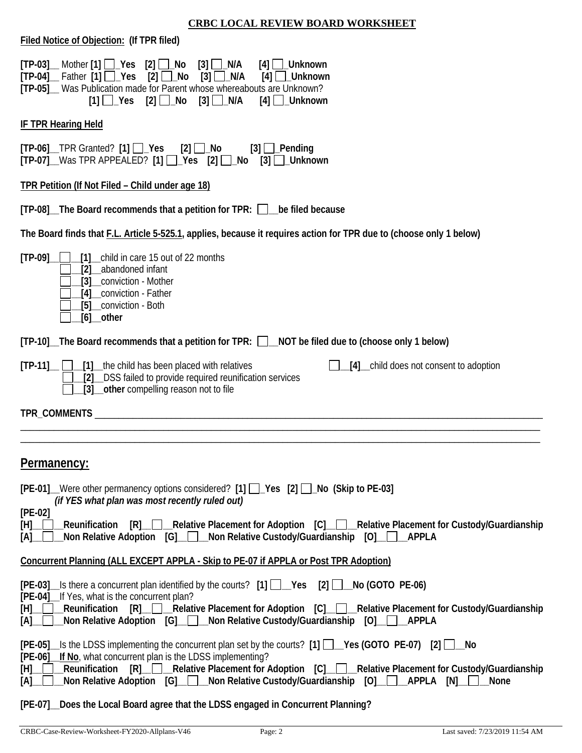## CRBC LOCAL REVIEW BOARD WORKSHEET

**Filed Notice of Objection: (If TPR filed)**

**[TP-03]**__ Mother **[1]** ☐_**Yes** **[2]** ☐_**No** **[3]** ☐_**N/A** **[4]** ☐_**Unknown**
**[TP-04]**__ Father **[1]** ☐_**Yes** **[2]** ☐_**No** **[3]** ☐_**N/A** **[4]** ☐_**Unknown**
**[TP-05]**__ Was Publication made for Parent whose whereabouts are Unknown?
**[1]** ☐_**Yes** **[2]** ☐_**No** **[3]** ☐_**N/A** **[4]** ☐_**Unknown**

**IF TPR Hearing Held**

**[TP-06]**__TPR Granted? **[1]** ☐_**Yes** **[2]** ☐_**No** **[3]** ☐_**Pending**
**[TP-07]**__Was TPR APPEALED? **[1]** ☐_**Yes** **[2]** ☐_**No** **[3]** ☐_**Unknown**

**TPR Petition (If Not Filed – Child under age 18)**

**[TP-08]__The Board recommends that a petition for TPR:** ☐__**be filed because**

**The Board finds that F.L. Article 5-525.1, applies, because it requires action for TPR due to (choose only 1 below)**

**[TP-09]**__ ☐__**[1]**__child in care 15 out of 22 months
☐__**[2]**__abandoned infant
☐__**[3]**__conviction - Mother
☐__**[4]**__conviction - Father
☐__**[5]**__conviction - Both
☐__**[6]**__**other**

**[TP-10]__The Board recommends that a petition for TPR:** ☐__**NOT be filed due to (choose only 1 below)**

**[TP-11]**__ ☐__**[1]**__the child has been placed with relatives
☐__**[2]**__DSS failed to provide required reunification services
☐__**[3]**__**other** compelling reason not to file
☐__**[4]**__child does not consent to adoption

**TPR_COMMENTS** ____________________________________________________________
____________________________________________________________
____________________________________________________________

## Permanency:

**[PE-01]**__Were other permanency options considered? **[1]** ☐_**Yes** **[2]** ☐_**No (Skip to PE-03]**
***(if YES what plan was most recently ruled out)***
**[PE-02]**
**[H]**__☐__**Reunification** **[R]**__☐__**Relative Placement for Adoption** **[C]**__☐__**Relative Placement for Custody/Guardianship**
**[A]**__☐__**Non Relative Adoption** **[G]**__☐__**Non Relative Custody/Guardianship** **[O]**__☐__**APPLA**

**Concurrent Planning (ALL EXCEPT APPLA - Skip to PE-07 if APPLA or Post TPR Adoption)**

**[PE-03]**__Is there a concurrent plan identified by the courts? **[1]** ☐__**Yes** **[2]** ☐__**No (GOTO PE-06)**
**[PE-04]**__If Yes, what is the concurrent plan?
**[H]**__☐__**Reunification** **[R]**__☐__**Relative Placement for Adoption** **[C]**__☐__**Relative Placement for Custody/Guardianship**
**[A]**__☐__**Non Relative Adoption** **[G]**__☐__**Non Relative Custody/Guardianship** **[O]**__☐__**APPLA**

**[PE-05]**__Is the LDSS implementing the concurrent plan set by the courts? **[1]** ☐__**Yes (GOTO PE-07)** **[2]** ☐__**No**
**[PE-06]__If No**, what concurrent plan is the LDSS implementing?
**[H]**__☐__**Reunification** **[R]**__☐__**Relative Placement for Adoption** **[C]**__☐__**Relative Placement for Custody/Guardianship**
**[A]**__☐__**Non Relative Adoption** **[G]**__☐__**Non Relative Custody/Guardianship** **[O]**__☐__**APPLA** **[N]**__☐__**None**

**[PE-07]__Does the Local Board agree that the LDSS engaged in Concurrent Planning?**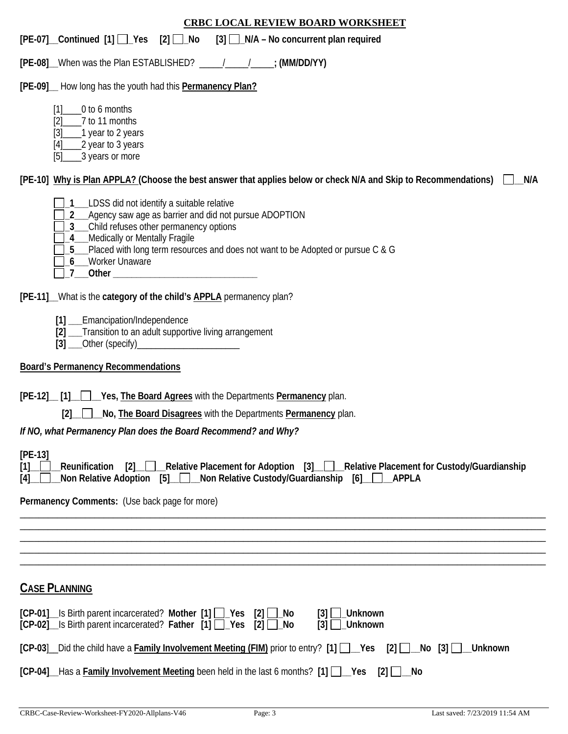**CRBC LOCAL REVIEW BOARD WORKSHEET**

**[PE-07]__Continued [1] ☐_Yes [2] ☐_No [3] ☐_N/A – No concurrent plan required**

**[PE-08]**__When was the Plan ESTABLISHED? _____/_____/_____**; (MM/DD/YY)**

**[PE-09]**__ How long has the youth had this **Permanency Plan?**

[1]____0 to 6 months
[2]____7 to 11 months
[3]____1 year to 2 years
[4]____2 year to 3 years
[5]____3 years or more

**[PE-10] Why is Plan APPLA? (Choose the best answer that applies below or check N/A and Skip to Recommendations)** ☐__**N/A**

☐_**1**___LDSS did not identify a suitable relative
☐_**2**___Agency saw age as barrier and did not pursue ADOPTION
☐_**3**___Child refuses other permanency options
☐_**4**___Medically or Mentally Fragile
☐_**5**___Placed with long term resources and does not want to be Adopted or pursue C & G
☐_**6**___Worker Unaware
☐_**7**___**Other** ______________________________

**[PE-11]**__What is the **category of the child's APPLA** permanency plan?

**[1]** ___Emancipation/Independence
**[2]** ___Transition to an adult supportive living arrangement
**[3]** ___Other (specify)_____________________

**Board's Permanency Recommendations**

**[PE-12]__ [1]__☐__Yes, The Board Agrees** with the Departments **Permanency** plan.

**[2]__☐__No, The Board Disagrees** with the Departments **Permanency** plan.

***If NO, what Permanency Plan does the Board Recommend? and Why?***

**[PE-13]**
**[1]__☐__Reunification [2]__☐__Relative Placement for Adoption [3]__☐__Relative Placement for Custody/Guardianship**
**[4]__☐__Non Relative Adoption [5]__☐__Non Relative Custody/Guardianship [6]__☐__APPLA**

**Permanency Comments:** (Use back page for more)

____________________________________________________________________________________________
____________________________________________________________________________________________
____________________________________________________________________________________________
____________________________________________________________________________________________
____________________________________________________________________________________________

## CASE PLANNING

**[CP-01]**__Is Birth parent incarcerated? **Mother [1] ☐_Yes [2] ☐_No [3] ☐_Unknown**
**[CP-02]**__Is Birth parent incarcerated? **Father [1] ☐_Yes [2] ☐_No [3] ☐_Unknown**

**[CP-03]**__Did the child have a **Family Involvement Meeting (FIM)** prior to entry? **[1] ☐__Yes [2] ☐__No [3] ☐__Unknown**

**[CP-04]**__Has a **Family Involvement Meeting** been held in the last 6 months? **[1] ☐__Yes [2] ☐__No**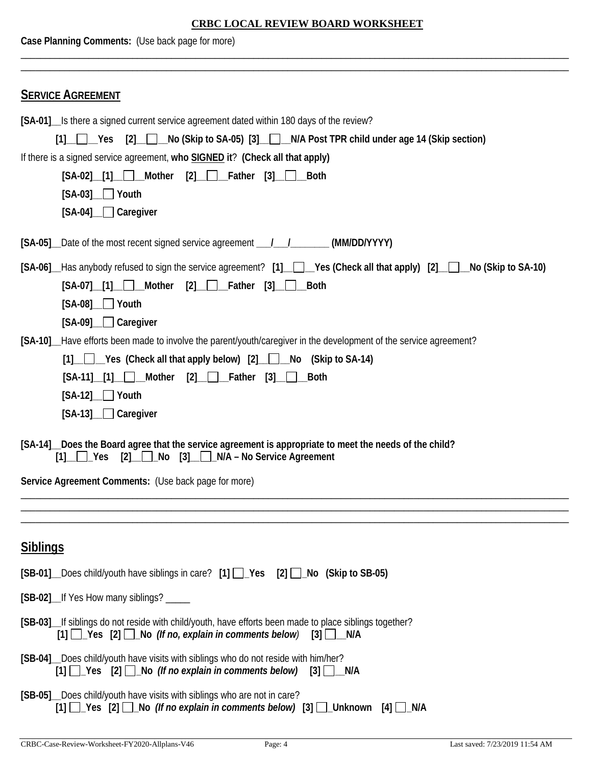**CRBC LOCAL REVIEW BOARD WORKSHEET**

**Case Planning Comments:** (Use back page for more)

______________________________________________________________________________________________

______________________________________________________________________________________________

## SERVICE AGREEMENT

**[SA-01]**__Is there a signed current service agreement dated within 180 days of the review?

**[1]__☐__Yes [2]__☐__No (Skip to SA-05) [3]__☐__N/A Post TPR child under age 14 (Skip section)**

If there is a signed service agreement, **who SIGNED it**? **(Check all that apply)**

**[SA-02]__[1]__☐__Mother [2]__☐__Father [3]__☐__Both**

**[SA-03]__☐ Youth**

**[SA-04]__☐ Caregiver**

**[SA-05]**__Date of the most recent signed service agreement ___/___/________ **(MM/DD/YYYY)**

**[SA-06]**__Has anybody refused to sign the service agreement? **[1]__☐__Yes (Check all that apply) [2]__☐__No (Skip to SA-10)**

**[SA-07]__[1]__☐__Mother [2]__☐__Father [3]__☐__Both**

**[SA-08]__☐ Youth**

**[SA-09]__☐ Caregiver**

**[SA-10]**__Have efforts been made to involve the parent/youth/caregiver in the development of the service agreement?

**[1]__☐__Yes (Check all that apply below) [2]__☐__No (Skip to SA-14)**

**[SA-11]__[1]__☐__Mother [2]__☐__Father [3]__☐__Both**

**[SA-12]__☐ Youth**

**[SA-13]__☐ Caregiver**

**[SA-14]__Does the Board agree that the service agreement is appropriate to meet the needs of the child?**
**[1]__☐_Yes [2]__☐_No [3]__☐_N/A – No Service Agreement**

**Service Agreement Comments:** (Use back page for more)

______________________________________________________________________________________________

______________________________________________________________________________________________

______________________________________________________________________________________________

## Siblings

**[SB-01]**__Does child/youth have siblings in care? **[1] ☐_Yes [2] ☐_No (Skip to SB-05)**

**[SB-02]**__If Yes How many siblings? _____

**[SB-03]**__If siblings do not reside with child/youth, have efforts been made to place siblings together?
**[1] ☐_Yes [2] ☐_No** ***(If no, explain in comments below*)** **[3] ☐__N/A**

**[SB-04]**__Does child/youth have visits with siblings who do not reside with him/her?
**[1] ☐_Yes [2] ☐_No** ***(If no explain in comments below)*** **[3] ☐__N/A**

**[SB-05]**__Does child/youth have visits with siblings who are not in care?
**[1] ☐_Yes [2] ☐_No** ***(If no explain in comments below)*** **[3] ☐_Unknown [4] ☐_N/A**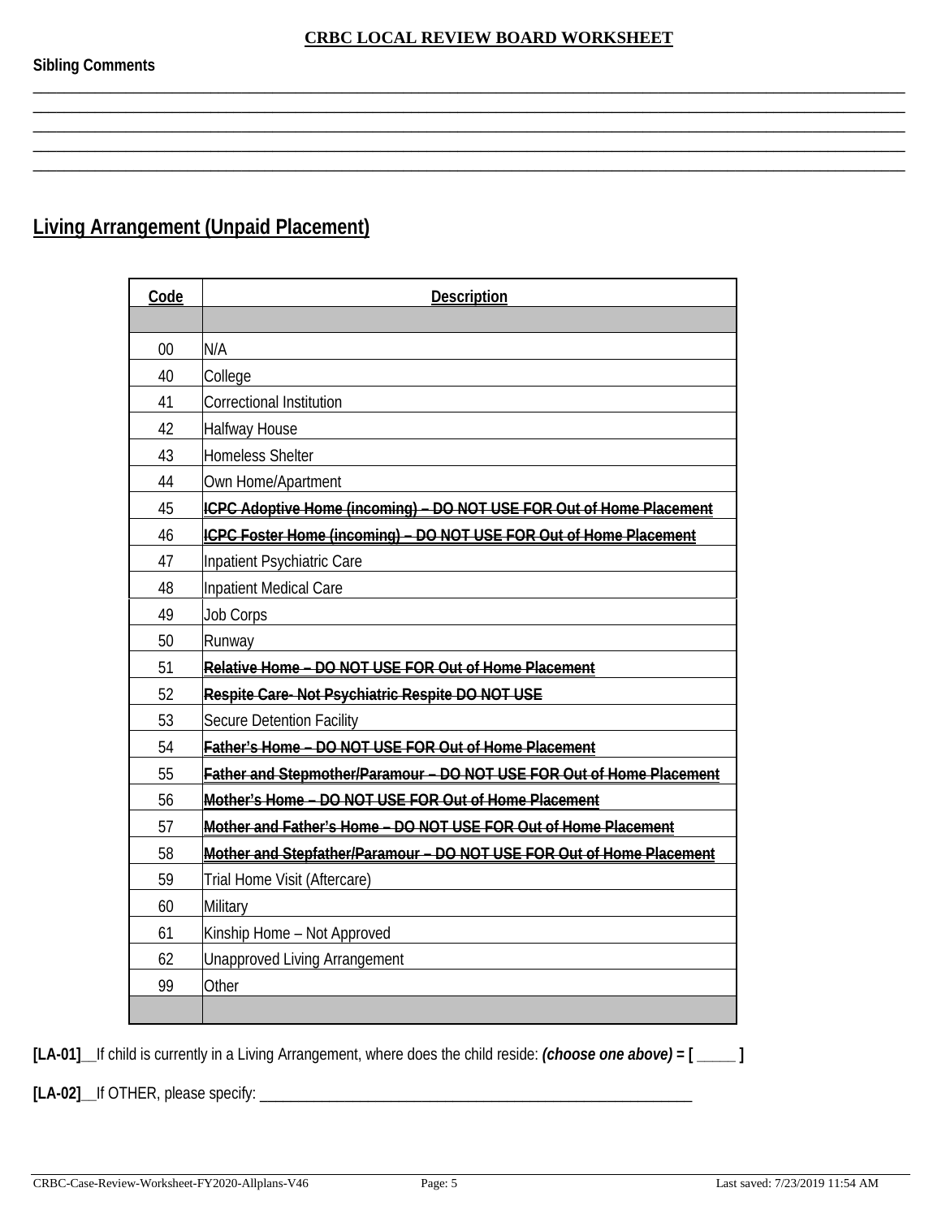**CRBC LOCAL REVIEW BOARD WORKSHEET**

**Sibling Comments**

________________________________________________________________________________________________________
________________________________________________________________________________________________________
________________________________________________________________________________________________________
________________________________________________________________________________________________________
________________________________________________________________________________________________________

## Living Arrangement (Unpaid Placement)

| Code | Description |
|---|---|
| | |
| 00 | N/A |
| 40 | College |
| 41 | Correctional Institution |
| 42 | Halfway House |
| 43 | Homeless Shelter |
| 44 | Own Home/Apartment |
| 45 | ~~**ICPC Adoptive Home (incoming) – DO NOT USE FOR Out of Home Placement**~~ |
| 46 | ~~**ICPC Foster Home (incoming) – DO NOT USE FOR Out of Home Placement**~~ |
| 47 | Inpatient Psychiatric Care |
| 48 | Inpatient Medical Care |
| 49 | Job Corps |
| 50 | Runway |
| 51 | ~~**Relative Home – DO NOT USE FOR Out of Home Placement**~~ |
| 52 | ~~**Respite Care- Not Psychiatric Respite DO NOT USE**~~ |
| 53 | Secure Detention Facility |
| 54 | ~~**Father's Home – DO NOT USE FOR Out of Home Placement**~~ |
| 55 | ~~**Father and Stepmother/Paramour – DO NOT USE FOR Out of Home Placement**~~ |
| 56 | ~~**Mother's Home – DO NOT USE FOR Out of Home Placement**~~ |
| 57 | ~~**Mother and Father's Home – DO NOT USE FOR Out of Home Placement**~~ |
| 58 | ~~**Mother and Stepfather/Paramour – DO NOT USE FOR Out of Home Placement**~~ |
| 59 | Trial Home Visit (Aftercare) |
| 60 | Military |
| 61 | Kinship Home – Not Approved |
| 62 | Unapproved Living Arrangement |
| 99 | Other |
| | |

**[LA-01]**__If child is currently in a Living Arrangement, where does the child reside: ***(choose one above) = [ _____ ]***

**[LA-02]**__If OTHER, please specify: ____________________________________________________________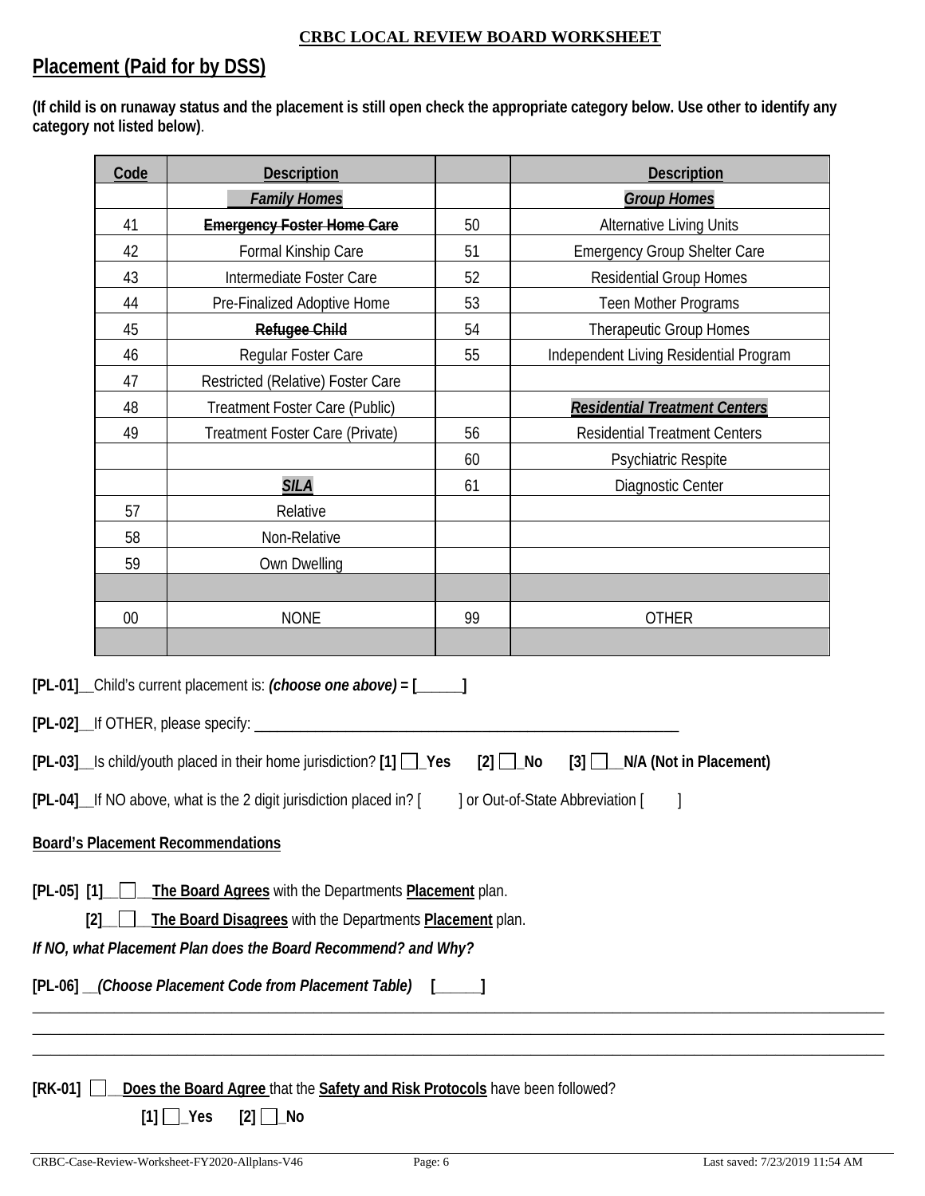**CRBC LOCAL REVIEW BOARD WORKSHEET**

## Placement (Paid for by DSS)

**(If child is on runaway status and the placement is still open check the appropriate category below. Use other to identify any category not listed below)**.

| Code | Description | | Description |
|---|---|---|---|
| | ***Family Homes*** | | ***Group Homes*** |
| 41 | ~~**Emergency Foster Home Care**~~ | 50 | Alternative Living Units |
| 42 | Formal Kinship Care | 51 | Emergency Group Shelter Care |
| 43 | Intermediate Foster Care | 52 | Residential Group Homes |
| 44 | Pre-Finalized Adoptive Home | 53 | Teen Mother Programs |
| 45 | ~~**Refugee Child**~~ | 54 | Therapeutic Group Homes |
| 46 | Regular Foster Care | 55 | Independent Living Residential Program |
| 47 | Restricted (Relative) Foster Care | | |
| 48 | Treatment Foster Care (Public) | | ***Residential Treatment Centers*** |
| 49 | Treatment Foster Care (Private) | 56 | Residential Treatment Centers |
| | | 60 | Psychiatric Respite |
| | ***SILA*** | 61 | Diagnostic Center |
| 57 | Relative | | |
| 58 | Non-Relative | | |
| 59 | Own Dwelling | | |
| | | | |
| 00 | NONE | 99 | OTHER |
| | | | |

**[PL-01]**__Child's current placement is: ***(choose one above) = [______]***

**[PL-02]**__If OTHER, please specify: ____________________________________________________________

**[PL-03]**__Is child/youth placed in their home jurisdiction? **[1]** ☐ **_Yes** **[2]** ☐ **_No** **[3]** ☐ **__N/A (Not in Placement)**

**[PL-04]**__If NO above, what is the 2 digit jurisdiction placed in? [ ] or Out-of-State Abbreviation [ ]

**Board's Placement Recommendations**

**[PL-05] [1]**__☐__**The Board Agrees** with the Departments **Placement** plan.

**[2]**__☐__**The Board Disagrees** with the Departments **Placement** plan.

***If NO, what Placement Plan does the Board Recommend? and Why?***

**[PL-06]** ***__(Choose Placement Code from Placement Table)*** **[______]**

______________________________________________________________________________________________________

______________________________________________________________________________________________________

______________________________________________________________________________________________________

**[RK-01]** ☐ **__Does the Board Agree** that the **Safety and Risk Protocols** have been followed?

**[1]** ☐ **_Yes** **[2]** ☐ **_No**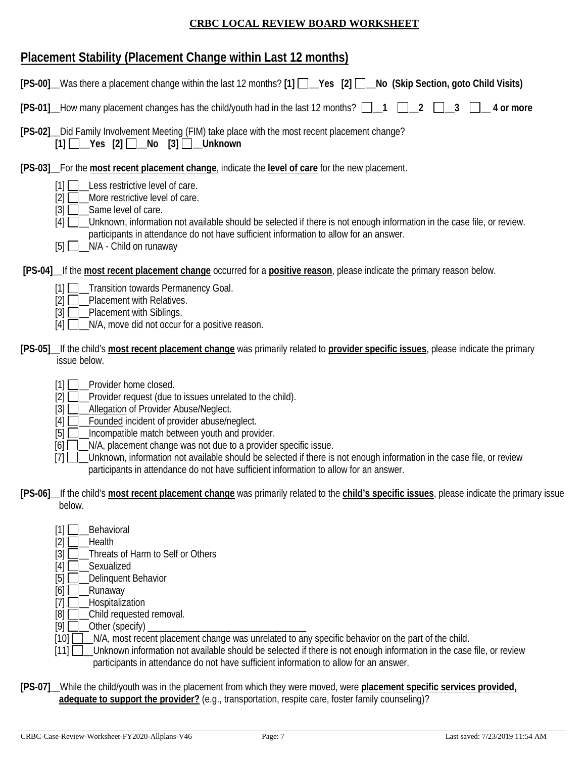**CRBC LOCAL REVIEW BOARD WORKSHEET**

## Placement Stability (Placement Change within Last 12 months)

**[PS-00]**__Was there a placement change within the last 12 months? **[1] ☐__Yes [2] ☐__No (Skip Section, goto Child Visits)**

**[PS-01]**__How many placement changes has the child/youth had in the last 12 months? **☐__1 ☐__2 ☐__3 ☐__ 4 or more**

**[PS-02]**__Did Family Involvement Meeting (FIM) take place with the most recent placement change?
**[1] ☐__Yes [2] ☐__No [3] ☐__Unknown**

**[PS-03]**__For the **most recent placement change**, indicate the **level of care** for the new placement.

[1] ☐__Less restrictive level of care.
[2] ☐__More restrictive level of care.
[3] ☐__Same level of care.
[4] ☐__Unknown, information not available should be selected if there is not enough information in the case file, or review. participants in attendance do not have sufficient information to allow for an answer.
[5] ☐__N/A - Child on runaway

**[PS-04]**__If the **most recent placement change** occurred for a **positive reason**, please indicate the primary reason below.

[1] ☐__Transition towards Permanency Goal.
[2] ☐__Placement with Relatives.
[3] ☐__Placement with Siblings.
[4] ☐__N/A, move did not occur for a positive reason.

**[PS-05]**__If the child's **most recent placement change** was primarily related to **provider specific issues**, please indicate the primary issue below.

[1] ☐__Provider home closed.
[2] ☐__Provider request (due to issues unrelated to the child).
[3] ☐__Allegation of Provider Abuse/Neglect.
[4] ☐__Founded incident of provider abuse/neglect.
[5] ☐__Incompatible match between youth and provider.
[6] ☐__N/A, placement change was not due to a provider specific issue.
[7] ☐__Unknown, information not available should be selected if there is not enough information in the case file, or review participants in attendance do not have sufficient information to allow for an answer.

**[PS-06]**__If the child's **most recent placement change** was primarily related to the **child's specific issues**, please indicate the primary issue below.

[1] ☐__Behavioral
[2] ☐__Health
[3] ☐__Threats of Harm to Self or Others
[4] ☐__Sexualized
[5] ☐__Delinquent Behavior
[6] ☐__Runaway
[7] ☐__Hospitalization
[8] ☐__Child requested removal.
[9] ☐__Other (specify) ________________________________
[10] ☐__N/A, most recent placement change was unrelated to any specific behavior on the part of the child.
[11] ☐__Unknown information not available should be selected if there is not enough information in the case file, or review participants in attendance do not have sufficient information to allow for an answer.

**[PS-07]**__While the child/youth was in the placement from which they were moved, were **placement specific services provided, adequate to support the provider?** (e.g., transportation, respite care, foster family counseling)?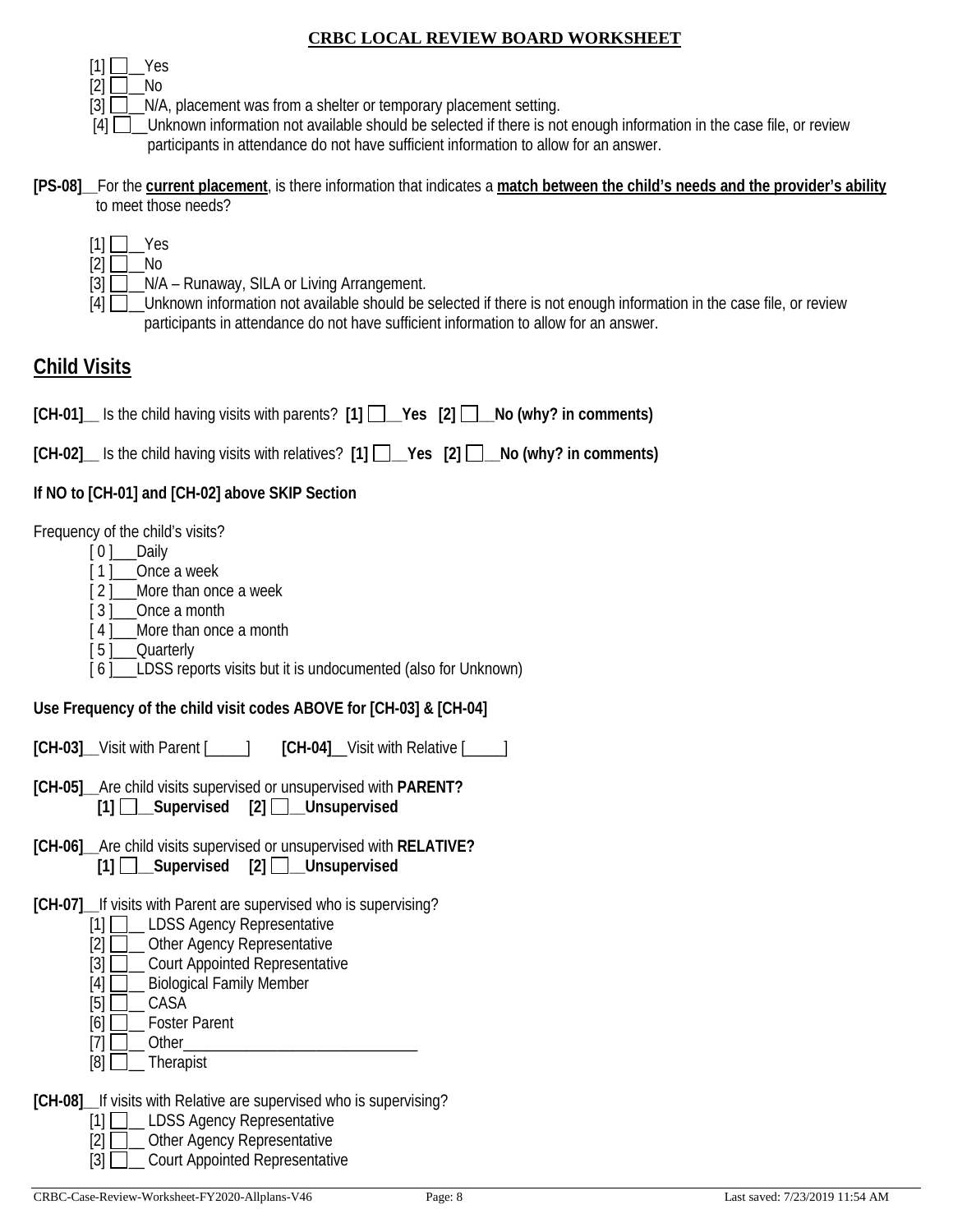[1] ☐__Yes
[2] ☐__No
[3] ☐__N/A, placement was from a shelter or temporary placement setting.
[4] ☐__Unknown information not available should be selected if there is not enough information in the case file, or review participants in attendance do not have sufficient information to allow for an answer.

**[PS-08]**__For the **current placement**, is there information that indicates a **match between the child's needs and the provider's ability** to meet those needs?

[1] ☐__Yes
[2] ☐__No
[3] ☐__N/A – Runaway, SILA or Living Arrangement.
[4] ☐__Unknown information not available should be selected if there is not enough information in the case file, or review participants in attendance do not have sufficient information to allow for an answer.

## Child Visits

**[CH-01]**__ Is the child having visits with parents? **[1] ☐__Yes [2] ☐__No (why? in comments)**

**[CH-02]**__ Is the child having visits with relatives? **[1] ☐__Yes [2] ☐__No (why? in comments)**

**If NO to [CH-01] and [CH-02] above SKIP Section**

Frequency of the child's visits?

[ 0 ]___Daily
[ 1 ]___Once a week
[ 2 ]___More than once a week
[ 3 ]___Once a month
[ 4 ]___More than once a month
[ 5 ]___Quarterly
[ 6 ]___LDSS reports visits but it is undocumented (also for Unknown)

**Use Frequency of the child visit codes ABOVE for [CH-03] & [CH-04]**

**[CH-03]**__Visit with Parent [_____] **[CH-04]**__Visit with Relative [_____]

**[CH-05]**__Are child visits supervised or unsupervised with **PARENT?**
**[1] ☐__Supervised [2] ☐__Unsupervised**

**[CH-06]**__Are child visits supervised or unsupervised with **RELATIVE?**
**[1] ☐__Supervised [2] ☐__Unsupervised**

**[CH-07]**__If visits with Parent are supervised who is supervising?

[1] ☐__ LDSS Agency Representative
[2] ☐__ Other Agency Representative
[3] ☐__ Court Appointed Representative
[4] ☐__ Biological Family Member
[5] ☐__ CASA
[6] ☐__ Foster Parent
[7] ☐__ Other_______________________________
[8] ☐__ Therapist

**[CH-08]**__If visits with Relative are supervised who is supervising?

[1] ☐__ LDSS Agency Representative
[2] ☐__ Other Agency Representative
[3] ☐__ Court Appointed Representative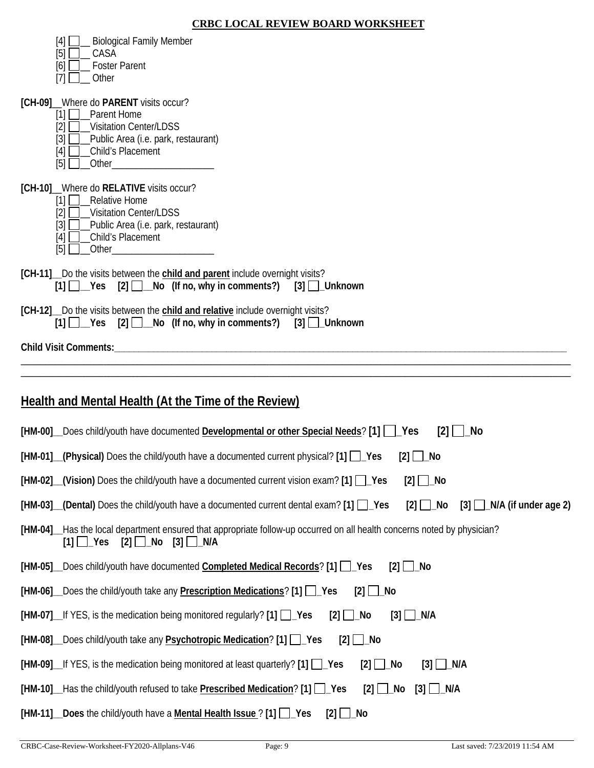[4] ☐__ Biological Family Member
[5] ☐__ CASA
[6] ☐__ Foster Parent
[7] ☐__ Other

**[CH-09]**__Where do **PARENT** visits occur?
[1] ☐__Parent Home
[2] ☐__Visitation Center/LDSS
[3] ☐__Public Area (i.e. park, restaurant)
[4] ☐__Child's Placement
[5] ☐__Other____________________

**[CH-10]**__Where do **RELATIVE** visits occur?
[1] ☐__Relative Home
[2] ☐__Visitation Center/LDSS
[3] ☐__Public Area (i.e. park, restaurant)
[4] ☐__Child's Placement
[5] ☐__Other____________________

**[CH-11]**__Do the visits between the **child and parent** include overnight visits?
**[1] ☐__Yes [2] ☐__No (If no, why in comments?) [3] ☐_Unknown**

**[CH-12]**__Do the visits between the **child and relative** include overnight visits?
**[1] ☐__Yes [2] ☐__No (If no, why in comments?) [3] ☐_Unknown**

**Child Visit Comments:**______________________________________________________________________________
_____________________________________________________________________________________________
_____________________________________________________________________________________________

## Health and Mental Health (At the Time of the Review)

**[HM-00]**__Does child/youth have documented **Developmental or other Special Needs**? **[1] ☐_Yes [2] ☐_No**

**[HM-01]__(Physical)** Does the child/youth have a documented current physical? **[1] ☐_Yes [2] ☐_No**

**[HM-02]__(Vision)** Does the child/youth have a documented current vision exam? **[1] ☐_Yes [2] ☐_No**

**[HM-03]__(Dental)** Does the child/youth have a documented current dental exam? **[1] ☐_Yes [2] ☐_No [3] ☐_N/A (if under age 2)**

**[HM-04]**__Has the local department ensured that appropriate follow-up occurred on all health concerns noted by physician?
**[1] ☐_Yes [2] ☐_No [3] ☐_N/A**

**[HM-05]**__Does child/youth have documented **Completed Medical Records**? **[1] ☐_Yes [2] ☐_No**

**[HM-06]**__Does the child/youth take any **Prescription Medications**? **[1] ☐_Yes [2] ☐_No**

**[HM-07]**__If YES, is the medication being monitored regularly? **[1] ☐_Yes [2] ☐_No [3] ☐_N/A**

**[HM-08]**__Does child/youth take any **Psychotropic Medication**? **[1] ☐_Yes [2] ☐_No**

**[HM-09]**__If YES, is the medication being monitored at least quarterly? **[1] ☐_Yes [2] ☐_No [3] ☐_N/A**

**[HM-10]**__Has the child/youth refused to take **Prescribed Medication**? **[1] ☐_Yes [2] ☐_No [3] ☐_N/A**

**[HM-11]__Does** the child/youth have a **Mental Health Issue** ? **[1] ☐_Yes [2] ☐_No**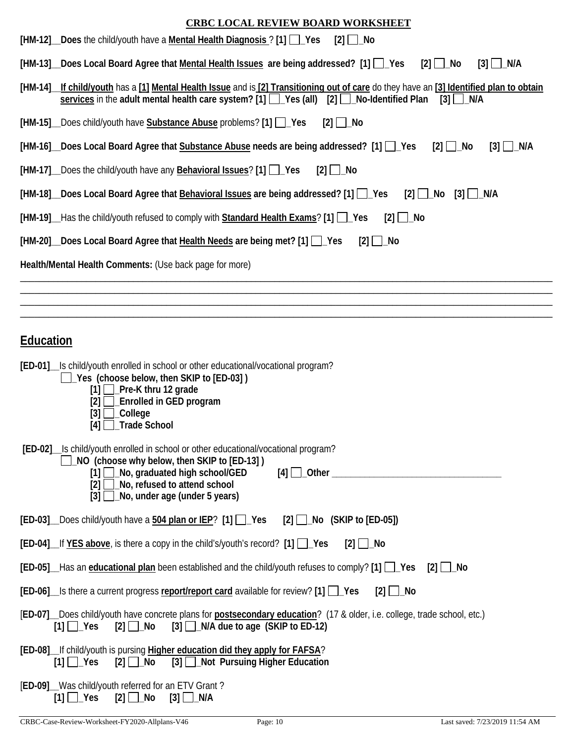**CRBC LOCAL REVIEW BOARD WORKSHEET**

**[HM-12]__Does** the child/youth have a **Mental Health Diagnosis** ? **[1] ☐_Yes [2] ☐_No**

**[HM-13]__Does Local Board Agree that Mental Health Issues are being addressed? [1] ☐_Yes [2] ☐_No [3] ☐_N/A**

**[HM-14]__If child/youth** has a **[1] Mental Health Issue** and is **[2] Transitioning out of care** do they have an **[3] Identified plan to obtain services** in the **adult mental health care system? [1] ☐_Yes (all) [2] ☐_No-Identified Plan [3] ☐_N/A**

**[HM-15]**__Does child/youth have **Substance Abuse** problems? **[1] ☐_Yes [2] ☐_No**

**[HM-16]__Does Local Board Agree that Substance Abuse needs are being addressed? [1] ☐_Yes [2] ☐_No [3] ☐_N/A**

**[HM-17]**__Does the child/youth have any **Behavioral Issues**? **[1] ☐_Yes [2] ☐_No**

**[HM-18]__Does Local Board Agree that Behavioral Issues are being addressed? [1] ☐_Yes [2] ☐_No [3] ☐_N/A**

**[HM-19]**__Has the child/youth refused to comply with **Standard Health Exams**? **[1] ☐_Yes [2] ☐_No**

**[HM-20]__Does Local Board Agree that Health Needs are being met? [1] ☐_Yes [2] ☐_No**

**Health/Mental Health Comments:** (Use back page for more)

________________________________________________________________________________
________________________________________________________________________________
________________________________________________________________________________
________________________________________________________________________________

## Education

**[ED-01]**__Is child/youth enrolled in school or other educational/vocational program?

☐**_Yes (choose below, then SKIP to [ED-03] )**
- **[1] ☐_Pre-K thru 12 grade**
- **[2] ☐_Enrolled in GED program**
- **[3] ☐_College**
- **[4] ☐_Trade School**

**[ED-02]**__Is child/youth enrolled in school or other educational/vocational program?

☐**_NO (choose why below, then SKIP to [ED-13] )**
- **[1] ☐_No, graduated high school/GED**
- **[2] ☐_No, refused to attend school**
- **[3] ☐_No, under age (under 5 years)**
- **[4] ☐_Other** ______________________________

**[ED-03]**__Does child/youth have a **504 plan or IEP**? **[1] ☐_Yes [2] ☐_No (SKIP to [ED-05])**

**[ED-04]**__If **YES above**, is there a copy in the child's/youth's record? **[1] ☐_Yes [2] ☐_No**

**[ED-05]**__Has an **educational plan** been established and the child/youth refuses to comply? **[1] ☐_Yes [2] ☐_No**

**[ED-06]**__Is there a current progress **report/report card** available for review? **[1] ☐_Yes [2] ☐_No**

[**ED-07]**__Does child/youth have concrete plans for **postsecondary education**? (17 & older, i.e. college, trade school, etc.)
**[1] ☐_Yes [2] ☐_No [3] ☐_N/A due to age (SKIP to ED-12)**

**[ED-08]**__If child/youth is pursing **Higher education did they apply for FAFSA**?
**[1] ☐_Yes [2] ☐_No [3] ☐_Not Pursuing Higher Education**

[**ED-09]**__Was child/youth referred for an ETV Grant ?
**[1] ☐_Yes [2] ☐_No [3] ☐_N/A**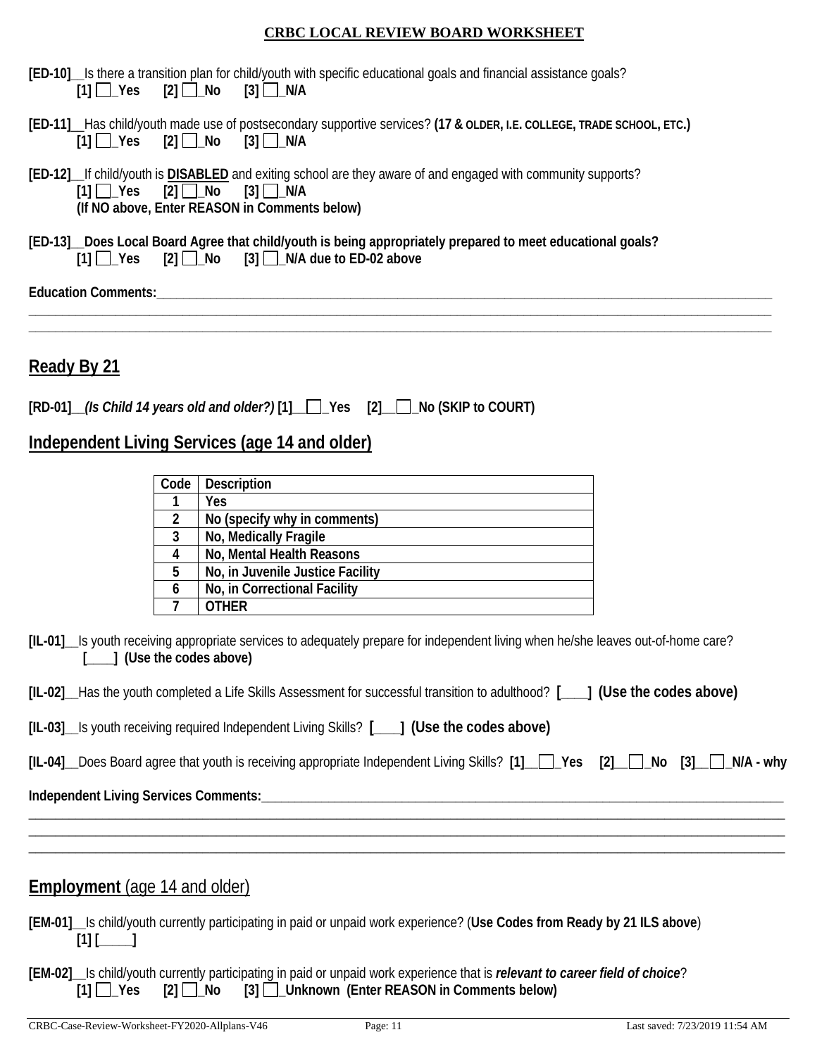**CRBC LOCAL REVIEW BOARD WORKSHEET**

**[ED-10]**__Is there a transition plan for child/youth with specific educational goals and financial assistance goals?
**[1] ☐_Yes [2] ☐_No [3] ☐_N/A**

**[ED-11]**__Has child/youth made use of postsecondary supportive services? **(17 & OLDER, I.E. COLLEGE, TRADE SCHOOL, ETC.)**
**[1] ☐_Yes [2] ☐_No [3] ☐_N/A**

**[ED-12]**__If child/youth is **DISABLED** and exiting school are they aware of and engaged with community supports?
**[1] ☐_Yes [2] ☐_No [3] ☐_N/A**
**(If NO above, Enter REASON in Comments below)**

**[ED-13]__Does Local Board Agree that child/youth is being appropriately prepared to meet educational goals?**
**[1] ☐_Yes [2] ☐_No [3] ☐_N/A due to ED-02 above**

**Education Comments:**________________________________________________________________________________
______________________________________________________________________________________________________
______________________________________________________________________________________________________

## Ready By 21

**[RD-01]__*(Is Child 14 years old and older?)* [1]__☐_Yes [2]__☐_No (SKIP to COURT)**

## Independent Living Services (age 14 and older)

| Code | Description |
|---|---|
| 1 | Yes |
| 2 | No (specify why in comments) |
| 3 | No, Medically Fragile |
| 4 | No, Mental Health Reasons |
| 5 | No, in Juvenile Justice Facility |
| 6 | No, in Correctional Facility |
| 7 | OTHER |

**[IL-01]**__Is youth receiving appropriate services to adequately prepare for independent living when he/she leaves out-of-home care?
**[____] (Use the codes above)**

**[IL-02]**__Has the youth completed a Life Skills Assessment for successful transition to adulthood? **[____] (Use the codes above)**

**[IL-03]**__Is youth receiving required Independent Living Skills? **[____] (Use the codes above)**

**[IL-04]**__Does Board agree that youth is receiving appropriate Independent Living Skills? **[1]__☐_Yes [2]__☐_No [3]__☐_N/A - why**

**Independent Living Services Comments:**__________________________________________________________________
______________________________________________________________________________________________________
______________________________________________________________________________________________________
______________________________________________________________________________________________________

## **Employment** (age 14 and older)

**[EM-01]**__Is child/youth currently participating in paid or unpaid work experience? (**Use Codes from Ready by 21 ILS above**)
**[1] [_____]**

**[EM-02]**__Is child/youth currently participating in paid or unpaid work experience that is ***relevant to career field of choice***?
**[1] ☐_Yes [2] ☐_No [3] ☐_Unknown (Enter REASON in Comments below)**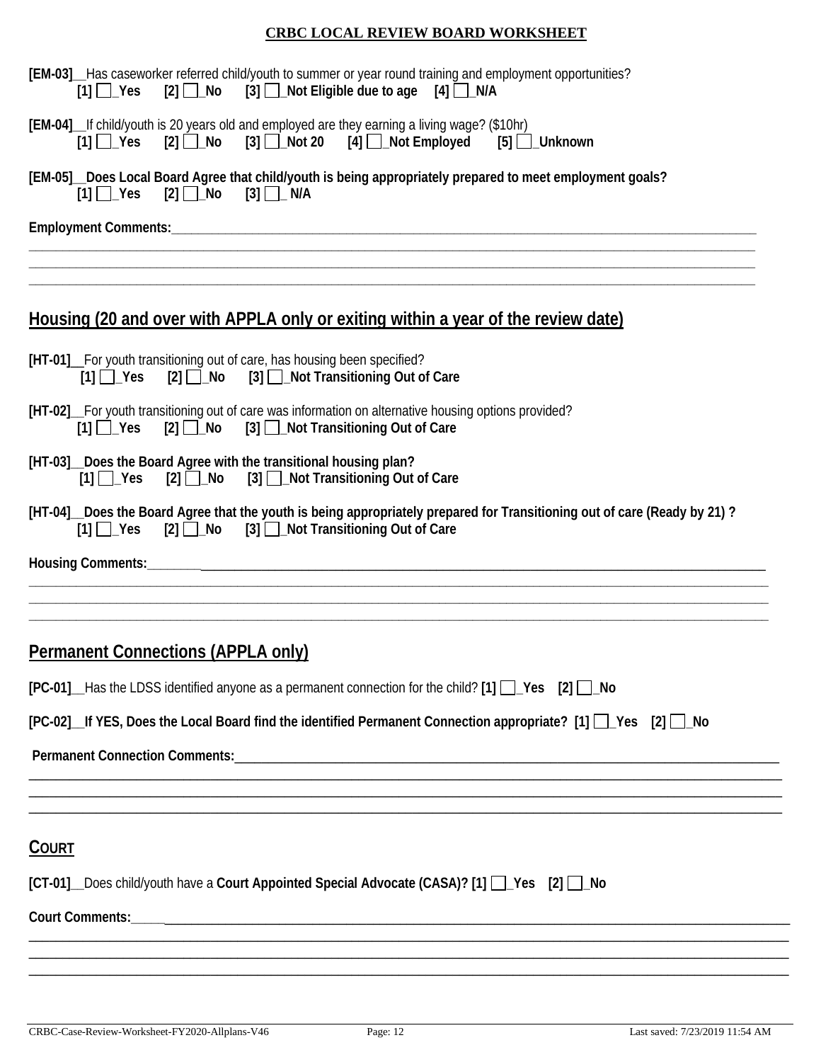**CRBC LOCAL REVIEW BOARD WORKSHEET**

**[EM-03]**__Has caseworker referred child/youth to summer or year round training and employment opportunities?
**[1] ☐_Yes [2] ☐_No [3] ☐_Not Eligible due to age [4] ☐_N/A**

**[EM-04]**__If child/youth is 20 years old and employed are they earning a living wage? ($10hr)
**[1] ☐_Yes [2] ☐_No [3] ☐_Not 20 [4] ☐_Not Employed [5] ☐_Unknown**

**[EM-05]__Does Local Board Agree that child/youth is being appropriately prepared to meet employment goals?**
**[1] ☐_Yes [2] ☐_No [3] ☐_ N/A**

**Employment Comments:**______________________________________________________________________________

____________________________________________________________________________________________________

____________________________________________________________________________________________________

____________________________________________________________________________________________________

## Housing (20 and over with APPLA only or exiting within a year of the review date)

**[HT-01]**__For youth transitioning out of care, has housing been specified?
**[1] ☐_Yes [2] ☐_No [3] ☐_Not Transitioning Out of Care**

**[HT-02]**__For youth transitioning out of care was information on alternative housing options provided?
**[1] ☐_Yes [2] ☐_No [3] ☐_Not Transitioning Out of Care**

**[HT-03]__Does the Board Agree with the transitional housing plan?**
**[1] ☐_Yes [2] ☐_No [3] ☐_Not Transitioning Out of Care**

**[HT-04]__Does the Board Agree that the youth is being appropriately prepared for Transitioning out of care (Ready by 21) ?**
**[1] ☐_Yes [2] ☐_No [3] ☐_Not Transitioning Out of Care**

**Housing Comments:**________________________________________________________________________________

____________________________________________________________________________________________________

____________________________________________________________________________________________________

____________________________________________________________________________________________________

## Permanent Connections (APPLA only)

**[PC-01]**__Has the LDSS identified anyone as a permanent connection for the child? **[1] ☐_Yes [2] ☐_No**

**[PC-02]__If YES, Does the Local Board find the identified Permanent Connection appropriate? [1] ☐_Yes [2] ☐_No**

**Permanent Connection Comments:**____________________________________________________________________

____________________________________________________________________________________________________

____________________________________________________________________________________________________

____________________________________________________________________________________________________

## COURT

**[CT-01]**__Does child/youth have a **Court Appointed Special Advocate (CASA)? [1] ☐_Yes [2] ☐_No**

**Court Comments:**__________________________________________________________________________________

____________________________________________________________________________________________________

____________________________________________________________________________________________________

____________________________________________________________________________________________________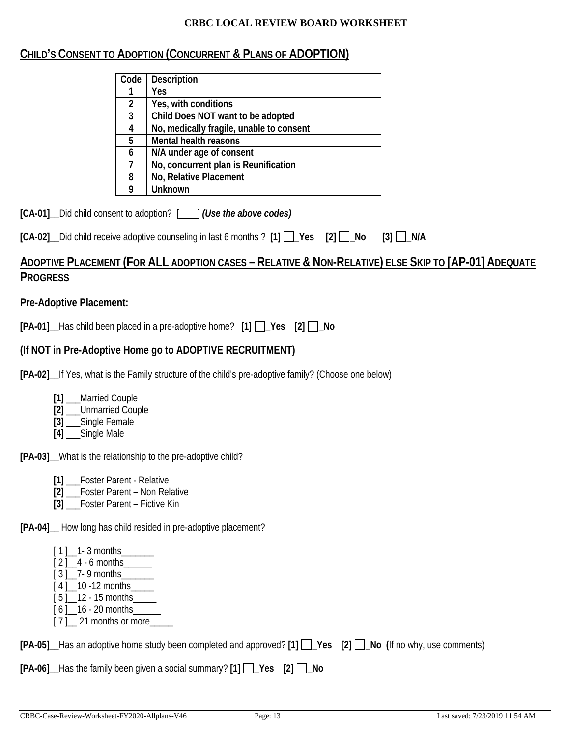**CRBC LOCAL REVIEW BOARD WORKSHEET**

## CHILD'S CONSENT TO ADOPTION (CONCURRENT & PLANS OF ADOPTION)

| Code | Description |
|---|---|
| 1 | Yes |
| 2 | Yes, with conditions |
| 3 | Child Does NOT want to be adopted |
| 4 | No, medically fragile, unable to consent |
| 5 | Mental health reasons |
| 6 | N/A under age of consent |
| 7 | No, concurrent plan is Reunification |
| 8 | No, Relative Placement |
| 9 | Unknown |

**[CA-01]**__Did child consent to adoption? [____] ***(Use the above codes)***

**[CA-02]**__Did child receive adoptive counseling in last 6 months ? **[1]** ☐**_Yes** **[2]** ☐**_No** **[3]** ☐**_N/A**

## ADOPTIVE PLACEMENT (FOR ALL ADOPTION CASES – RELATIVE & NON-RELATIVE) ELSE SKIP TO [AP-01] ADEQUATE PROGRESS

### Pre-Adoptive Placement:

**[PA-01]**__Has child been placed in a pre-adoptive home? **[1]** ☐**_Yes** **[2]** ☐**_No**

### (If NOT in Pre-Adoptive Home go to ADOPTIVE RECRUITMENT)

**[PA-02]**__If Yes, what is the Family structure of the child's pre-adoptive family? (Choose one below)

- **[1]** ___Married Couple
- **[2]** ___Unmarried Couple
- **[3]** ___Single Female
- **[4]** ___Single Male

**[PA-03]**__What is the relationship to the pre-adoptive child?

- **[1]** ___Foster Parent - Relative
- **[2]** ___Foster Parent – Non Relative
- **[3]** ___Foster Parent – Fictive Kin

**[PA-04]**__ How long has child resided in pre-adoptive placement?

- [ 1 ]__1- 3 months_______
- [ 2 ]__4 - 6 months______
- [ 3 ]__7- 9 months_______
- [ 4 ]__10 -12 months_____
- [ 5 ]__12 - 15 months_____
- [ 6 ]__16 - 20 months______
- [ 7 ]__ 21 months or more_____

**[PA-05]**__Has an adoptive home study been completed and approved? **[1]** ☐**_Yes** **[2]** ☐**_No** **(**If no why, use comments)

**[PA-06]**__Has the family been given a social summary? **[1]** ☐**_Yes** **[2]** ☐**_No**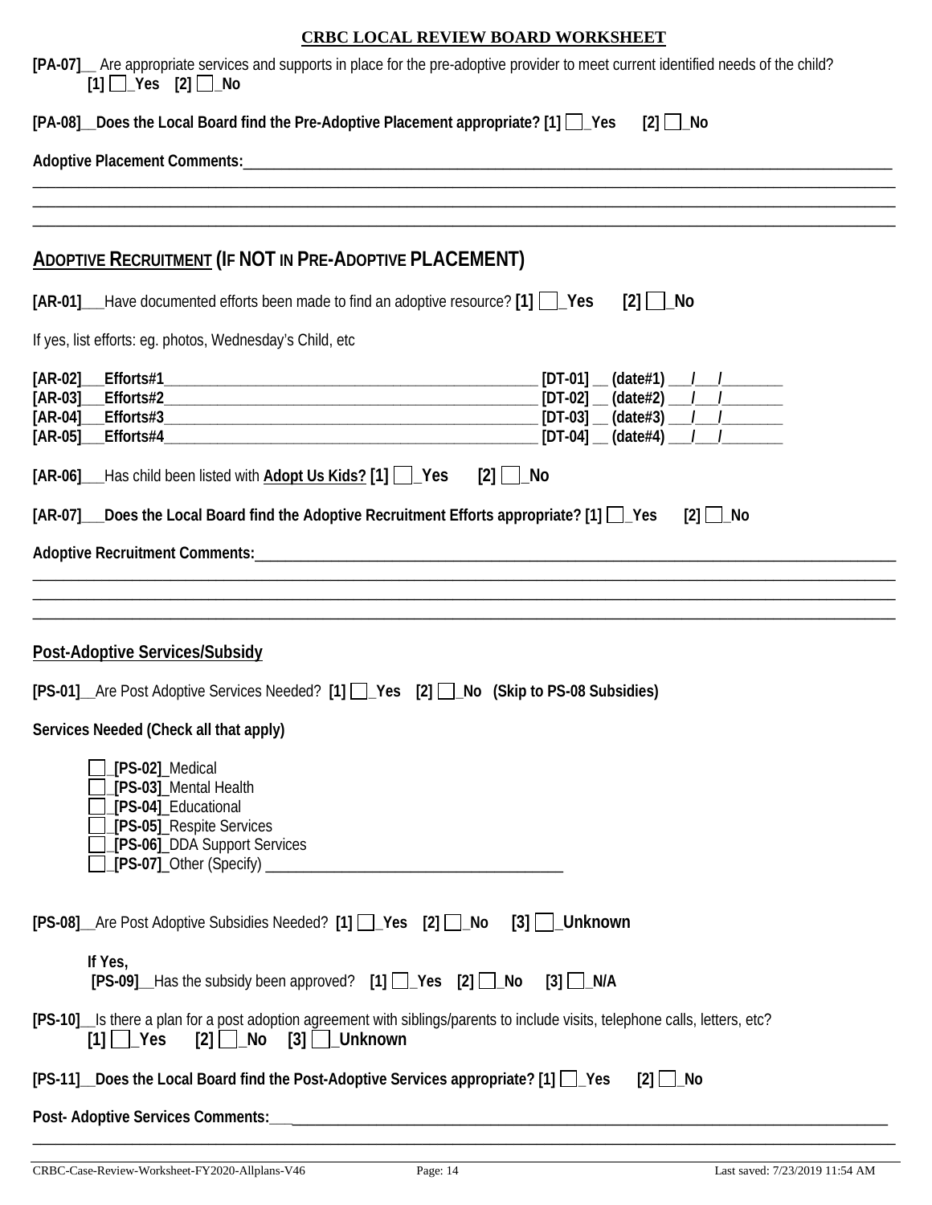**CRBC LOCAL REVIEW BOARD WORKSHEET**

**[PA-07]**__ Are appropriate services and supports in place for the pre-adoptive provider to meet current identified needs of the child?
**[1]** ☐_**Yes** **[2]** ☐_**No**

**[PA-08]__Does the Local Board find the Pre-Adoptive Placement appropriate? [1]** ☐_**Yes** **[2]** ☐_**No**

**Adoptive Placement Comments:**______________________________________________________________________________
________________________________________________________________________________________________________
________________________________________________________________________________________________________
________________________________________________________________________________________________________

## ADOPTIVE RECRUITMENT (IF NOT IN PRE-ADOPTIVE PLACEMENT)

**[AR-01]**___Have documented efforts been made to find an adoptive resource? **[1]** ☐_**Yes** **[2]** ☐_**No**

If yes, list efforts: eg. photos, Wednesday's Child, etc

**[AR-02]___Efforts#1**_______________________________________________ **[DT-01]** __ **(date#1)** ___/___/________
**[AR-03]___Efforts#2**_______________________________________________ **[DT-02]** __ **(date#2)** ___/___/________
**[AR-04]___Efforts#3**_______________________________________________ **[DT-03]** __ **(date#3)** ___/___/________
**[AR-05]___Efforts#4**_______________________________________________ **[DT-04]** __ **(date#4)** ___/___/________

**[AR-06]**___Has child been listed with **Adopt Us Kids? [1]** ☐_**Yes** **[2]** ☐_**No**

**[AR-07]___Does the Local Board find the Adoptive Recruitment Efforts appropriate? [1]** ☐_**Yes** **[2]** ☐_**No**

**Adoptive Recruitment Comments:**____________________________________________________________________________
________________________________________________________________________________________________________
________________________________________________________________________________________________________
________________________________________________________________________________________________________

### Post-Adoptive Services/Subsidy

**[PS-01]**__Are Post Adoptive Services Needed? **[1]** ☐_**Yes** **[2]** ☐_**No (Skip to PS-08 Subsidies)**

**Services Needed (Check all that apply)**

- ☐_**[PS-02]**_Medical
- ☐_**[PS-03]**_Mental Health
- ☐_**[PS-04]**_Educational
- ☐_**[PS-05]**_Respite Services
- ☐_**[PS-06]**_DDA Support Services
- ☐_**[PS-07]**_Other (Specify) ______________________________________

**[PS-08]**__Are Post Adoptive Subsidies Needed? **[1]** ☐_**Yes** **[2]** ☐_**No** **[3]** ☐_**Unknown**

**If Yes,**
**[PS-09]**__Has the subsidy been approved? **[1]** ☐_**Yes** **[2]** ☐_**No** **[3]** ☐_**N/A**

**[PS-10]**__Is there a plan for a post adoption agreement with siblings/parents to include visits, telephone calls, letters, etc?
**[1]** ☐_**Yes** **[2]** ☐_**No** **[3]** ☐_**Unknown**

**[PS-11]__Does the Local Board find the Post-Adoptive Services appropriate? [1]** ☐_**Yes** **[2]** ☐_**No**

**Post- Adoptive Services Comments:**___________________________________________________________________________
________________________________________________________________________________________________________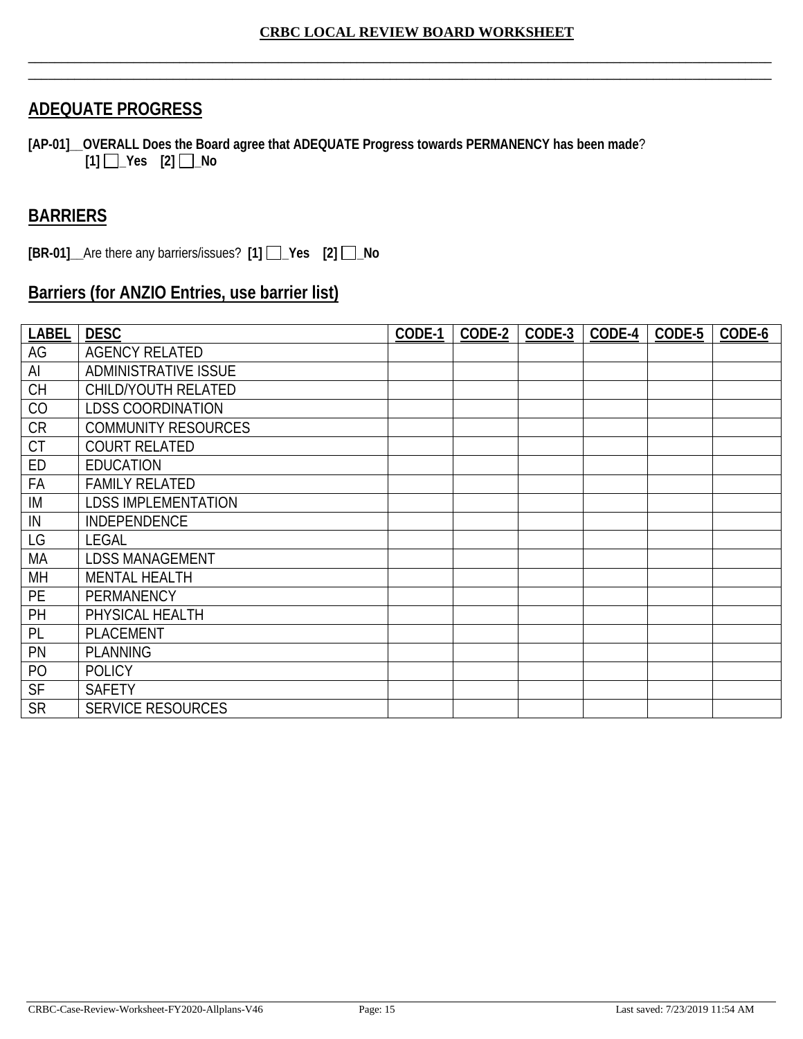## ADEQUATE PROGRESS

**[AP-01]__OVERALL Does the Board agree that ADEQUATE Progress towards PERMANENCY has been made**?
**[1] ☐_Yes [2] ☐_No**

## BARRIERS

**[BR-01]**__Are there any barriers/issues? **[1] ☐_Yes [2] ☐_No**

## Barriers (for ANZIO Entries, use barrier list)

| LABEL | DESC | CODE-1 | CODE-2 | CODE-3 | CODE-4 | CODE-5 | CODE-6 |
|---|---|---|---|---|---|---|---|
| AG | AGENCY RELATED | | | | | | |
| AI | ADMINISTRATIVE ISSUE | | | | | | |
| CH | CHILD/YOUTH RELATED | | | | | | |
| CO | LDSS COORDINATION | | | | | | |
| CR | COMMUNITY RESOURCES | | | | | | |
| CT | COURT RELATED | | | | | | |
| ED | EDUCATION | | | | | | |
| FA | FAMILY RELATED | | | | | | |
| IM | LDSS IMPLEMENTATION | | | | | | |
| IN | INDEPENDENCE | | | | | | |
| LG | LEGAL | | | | | | |
| MA | LDSS MANAGEMENT | | | | | | |
| MH | MENTAL HEALTH | | | | | | |
| PE | PERMANENCY | | | | | | |
| PH | PHYSICAL HEALTH | | | | | | |
| PL | PLACEMENT | | | | | | |
| PN | PLANNING | | | | | | |
| PO | POLICY | | | | | | |
| SF | SAFETY | | | | | | |
| SR | SERVICE RESOURCES | | | | | | |